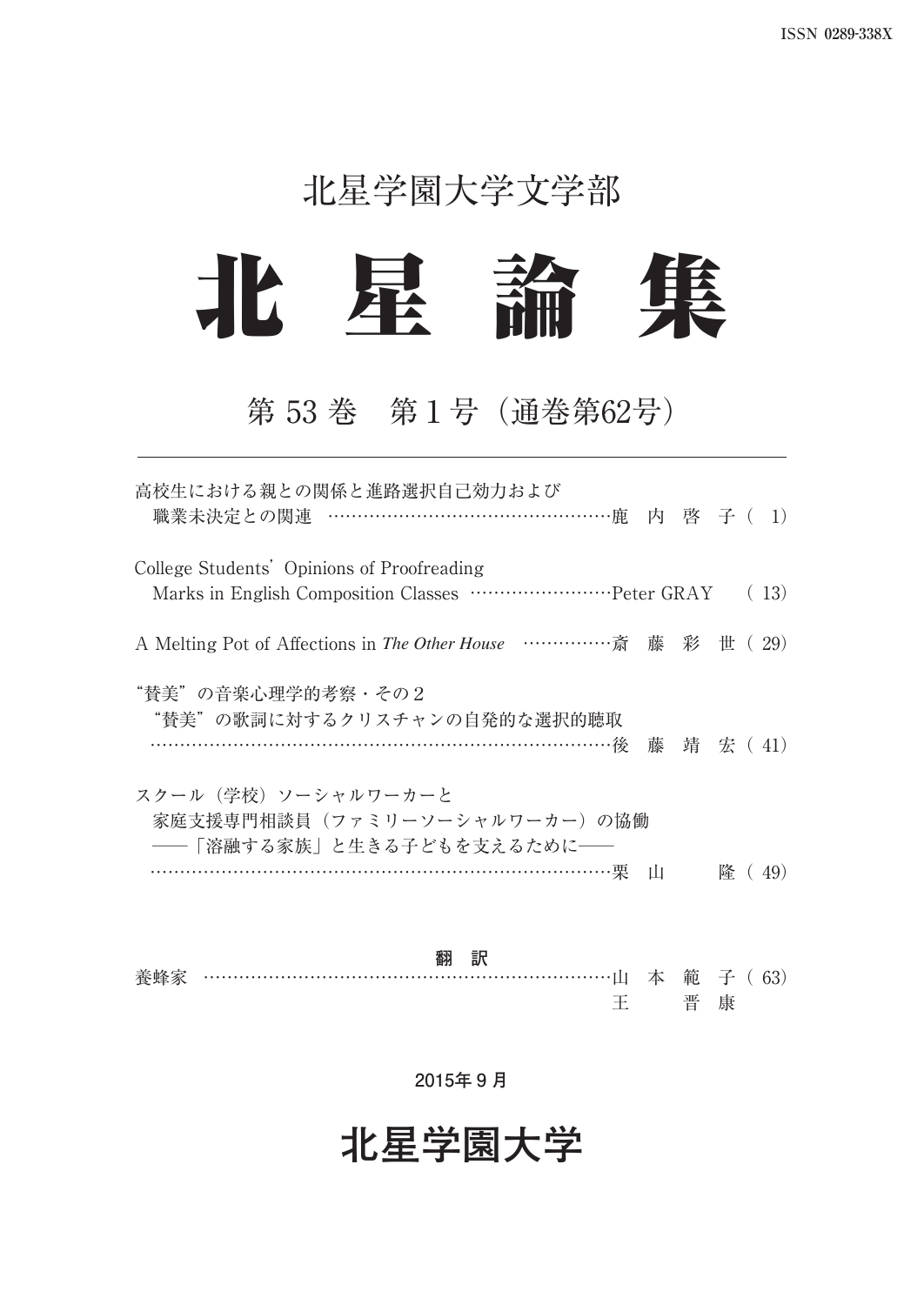ISSN 0289-338X

## 北星学園大学文学部

# 北 星 論 集

## 第 53 巻　第 1 号（通巻第62号）

---

高校生における親との関係と進路選択自己効力および
　職業未決定との関連 ……………………………………………鹿　内　啓　子（ 1）

College Students’ Opinions of Proofreading
　Marks in English Composition Classes ……………………Peter GRAY　（ 13）

A Melting Pot of Affections in *The Other House* ……………斎　藤　彩　世（ 29）

“賛美”の音楽心理学的考察・その２
　“賛美”の歌詞に対するクリスチャンの自発的な選択的聴取
　……………………………………………………………………後　藤　靖　宏（ 41）

スクール（学校）ソーシャルワーカーと
　家庭支援専門相談員（ファミリーソーシャルワーカー）の協働
　――「溶融する家族」と生きる子どもを支えるために――
　……………………………………………………………………栗　山　　　隆（ 49）

**翻　訳**

養蜂家 ………………………………………………………………山　本　範　子（ 63）
　　　　　　　　　　　　　　　　　　　　　　　　　　　　　　王　　　晋　康

2015年 9 月

## 北星学園大学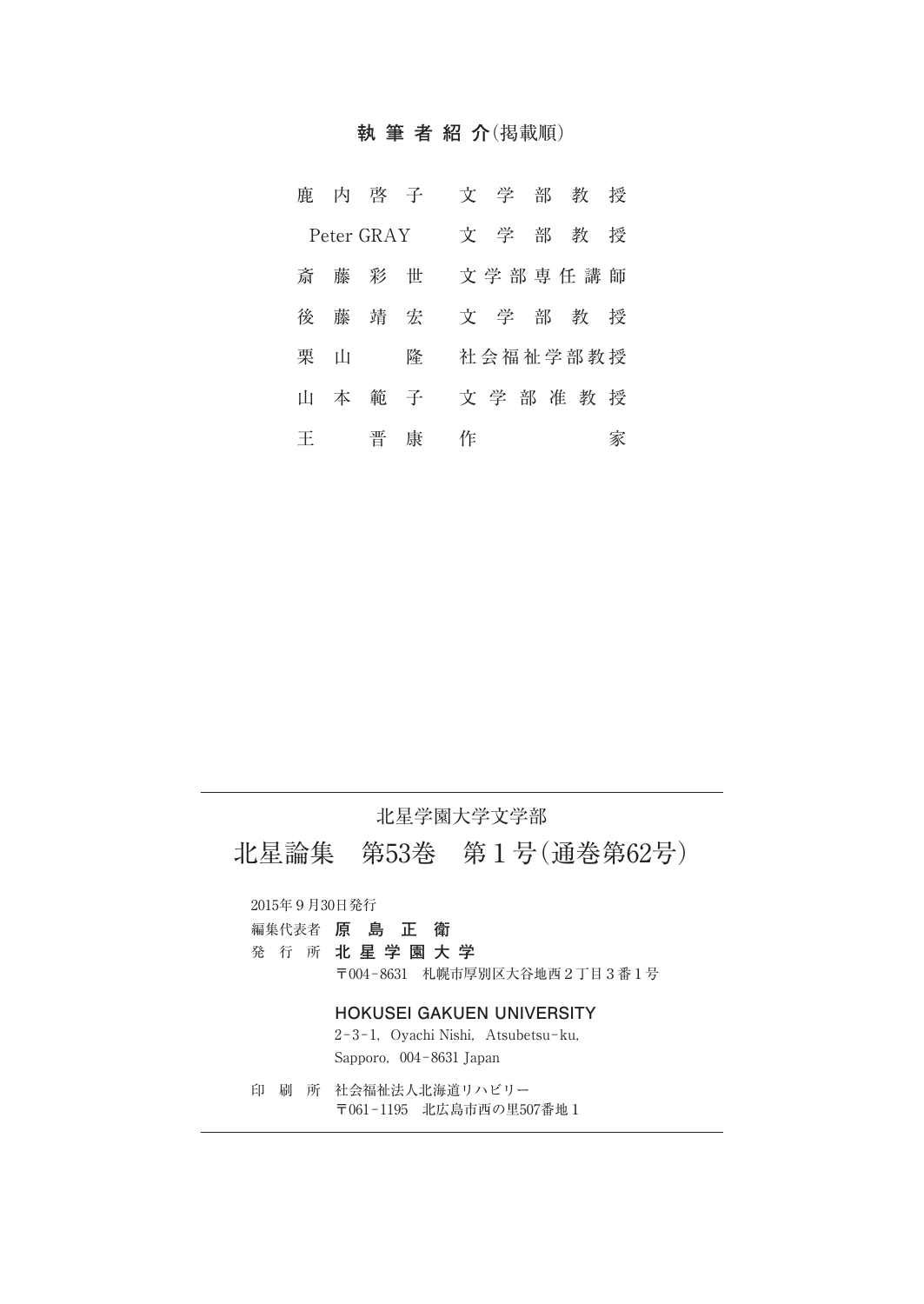## 執筆者紹介(掲載順)

| | |
|---|---|
| 鹿内啓子 | 文学部教授 |
| Peter GRAY | 文学部教授 |
| 斎藤彩世 | 文学部専任講師 |
| 後藤靖宏 | 文学部教授 |
| 栗山　隆 | 社会福祉学部教授 |
| 山本範子 | 文学部准教授 |
| 王　晋康 | 作家 |

---

北星学園大学文学部

# 北星論集　第53巻　第1号(通巻第62号)

2015年9月30日発行

編集代表者　**原島正衛**

発行所　**北星学園大学**

〒004-8631　札幌市厚別区大谷地西2丁目3番1号

**HOKUSEI GAKUEN UNIVERSITY**

2-3-1, Oyachi Nishi, Atsubetsu-ku,
Sapporo, 004-8631 Japan

印刷所　社会福祉法人北海道リハビリー
〒061-1195　北広島市西の里507番地1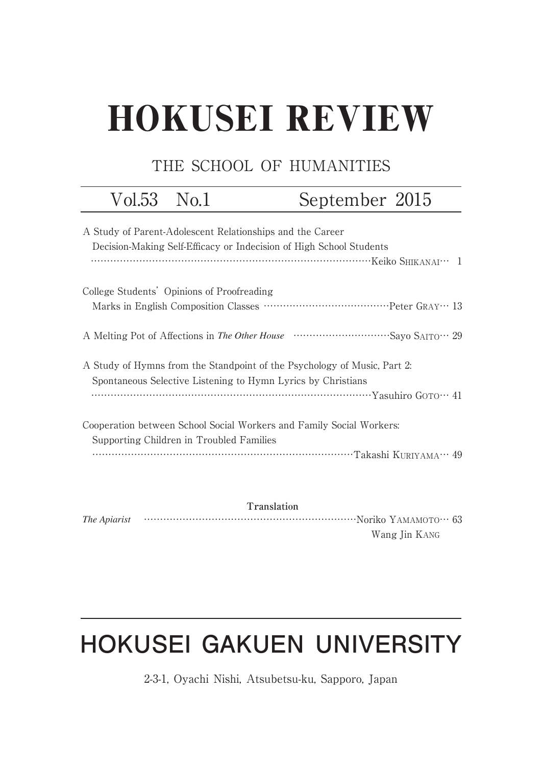# HOKUSEI REVIEW

## THE SCHOOL OF HUMANITIES

Vol.53 No.1 September 2015

A Study of Parent-Adolescent Relationships and the Career Decision-Making Self-Efficacy or Indecision of High School Students ……………………………………………… Keiko SHIKANAI … 1

College Students' Opinions of Proofreading Marks in English Composition Classes ……………………………… Peter GRAY … 13

A Melting Pot of Affections in ***The Other House*** ……………………… Sayo SAITO … 29

A Study of Hymns from the Standpoint of the Psychology of Music, Part 2: Spontaneous Selective Listening to Hymn Lyrics by Christians ……………………………………………… Yasuhiro GOTO … 41

Cooperation between School Social Workers and Family Social Workers: Supporting Children in Troubled Families ……………………………………………… Takashi KURIYAMA … 49

**Translation**

*The Apiarist* ……………………………………………… Noriko YAMAMOTO … 63
Wang Jin KANG

# HOKUSEI GAKUEN UNIVERSITY

2-3-1, Oyachi Nishi, Atsubetsu-ku, Sapporo, Japan